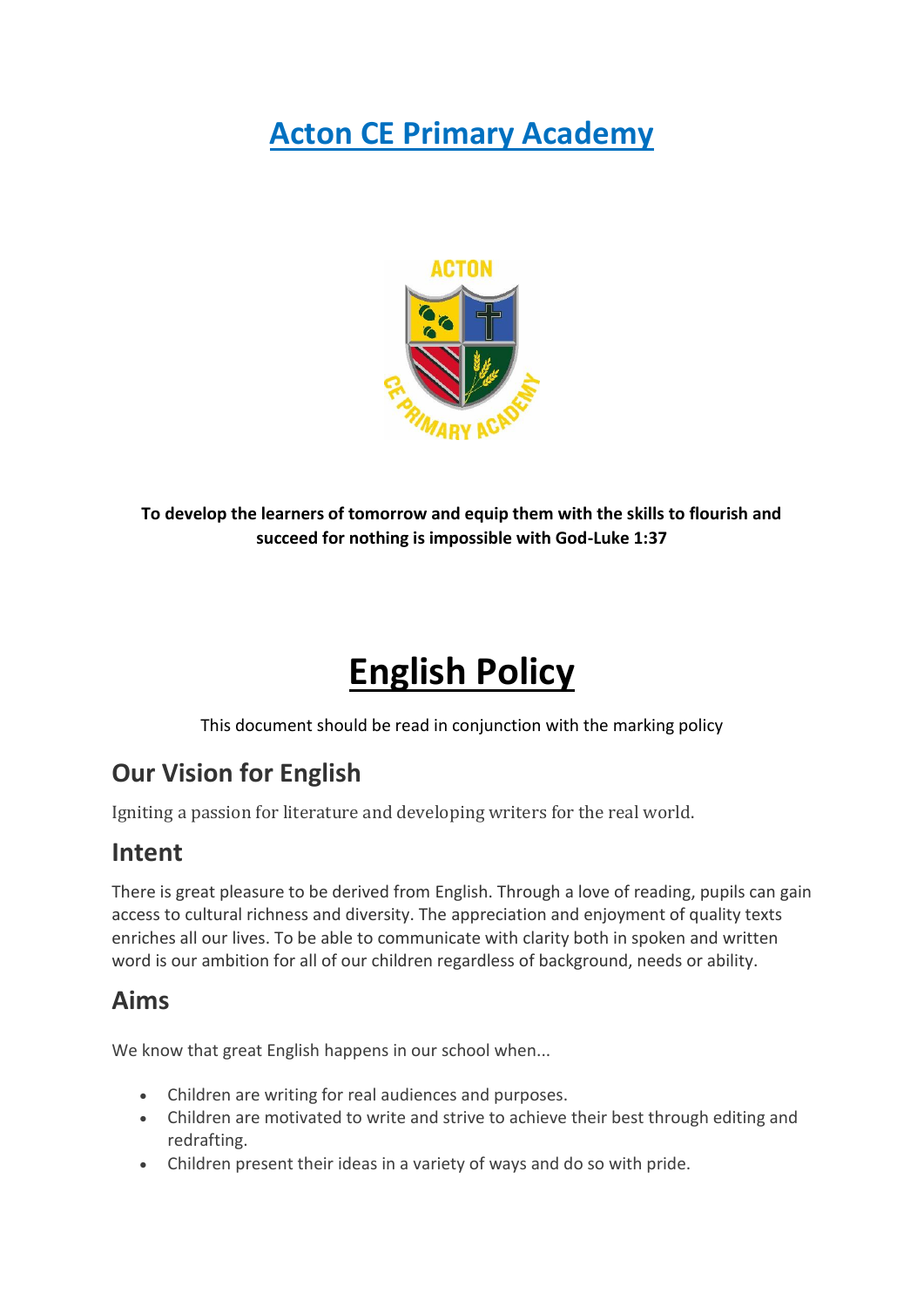# Acton CE Primary Academy

**To develop the learners of tomorrow and equip them with the skills to flourish and succeed for nothing is impossible with God-Luke 1:37**

# English Policy

This document should be read in conjunction with the marking policy

## Our Vision for English

Igniting a passion for literature and developing writers for the real world.

## Intent

There is great pleasure to be derived from English. Through a love of reading, pupils can gain access to cultural richness and diversity. The appreciation and enjoyment of quality texts enriches all our lives. To be able to communicate with clarity both in spoken and written word is our ambition for all of our children regardless of background, needs or ability.

## Aims

We know that great English happens in our school when...

- Children are writing for real audiences and purposes.
- Children are motivated to write and strive to achieve their best through editing and redrafting.
- Children present their ideas in a variety of ways and do so with pride.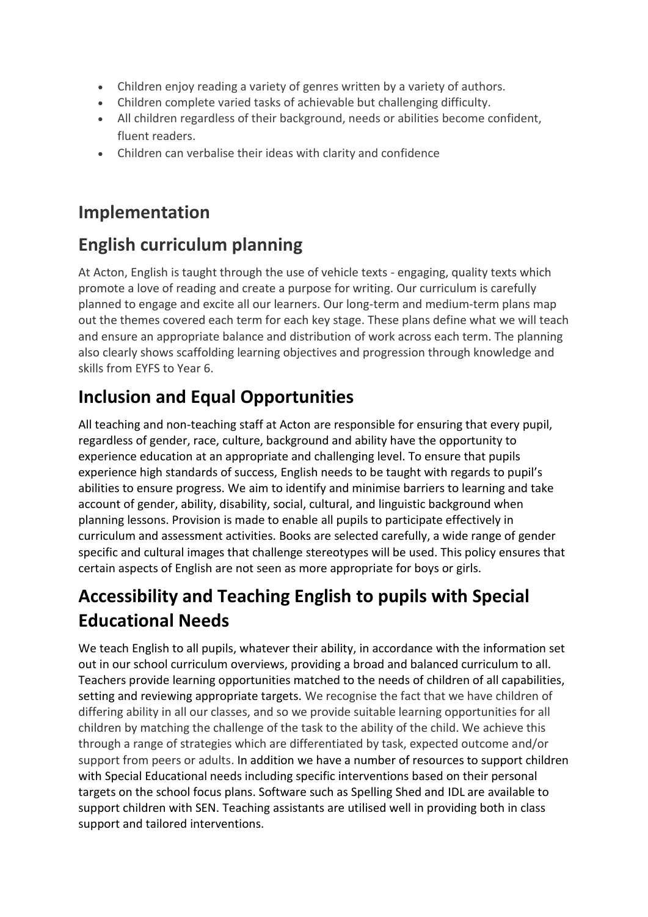- Children enjoy reading a variety of genres written by a variety of authors.
- Children complete varied tasks of achievable but challenging difficulty.
- All children regardless of their background, needs or abilities become confident, fluent readers.
- Children can verbalise their ideas with clarity and confidence

## Implementation

## English curriculum planning

At Acton, English is taught through the use of vehicle texts - engaging, quality texts which promote a love of reading and create a purpose for writing. Our curriculum is carefully planned to engage and excite all our learners. Our long-term and medium-term plans map out the themes covered each term for each key stage. These plans define what we will teach and ensure an appropriate balance and distribution of work across each term. The planning also clearly shows scaffolding learning objectives and progression through knowledge and skills from EYFS to Year 6.

## Inclusion and Equal Opportunities

All teaching and non-teaching staff at Acton are responsible for ensuring that every pupil, regardless of gender, race, culture, background and ability have the opportunity to experience education at an appropriate and challenging level. To ensure that pupils experience high standards of success, English needs to be taught with regards to pupil's abilities to ensure progress. We aim to identify and minimise barriers to learning and take account of gender, ability, disability, social, cultural, and linguistic background when planning lessons. Provision is made to enable all pupils to participate effectively in curriculum and assessment activities. Books are selected carefully, a wide range of gender specific and cultural images that challenge stereotypes will be used. This policy ensures that certain aspects of English are not seen as more appropriate for boys or girls.

## Accessibility and Teaching English to pupils with Special Educational Needs

We teach English to all pupils, whatever their ability, in accordance with the information set out in our school curriculum overviews, providing a broad and balanced curriculum to all. Teachers provide learning opportunities matched to the needs of children of all capabilities, setting and reviewing appropriate targets. We recognise the fact that we have children of differing ability in all our classes, and so we provide suitable learning opportunities for all children by matching the challenge of the task to the ability of the child. We achieve this through a range of strategies which are differentiated by task, expected outcome and/or support from peers or adults. In addition we have a number of resources to support children with Special Educational needs including specific interventions based on their personal targets on the school focus plans. Software such as Spelling Shed and IDL are available to support children with SEN. Teaching assistants are utilised well in providing both in class support and tailored interventions.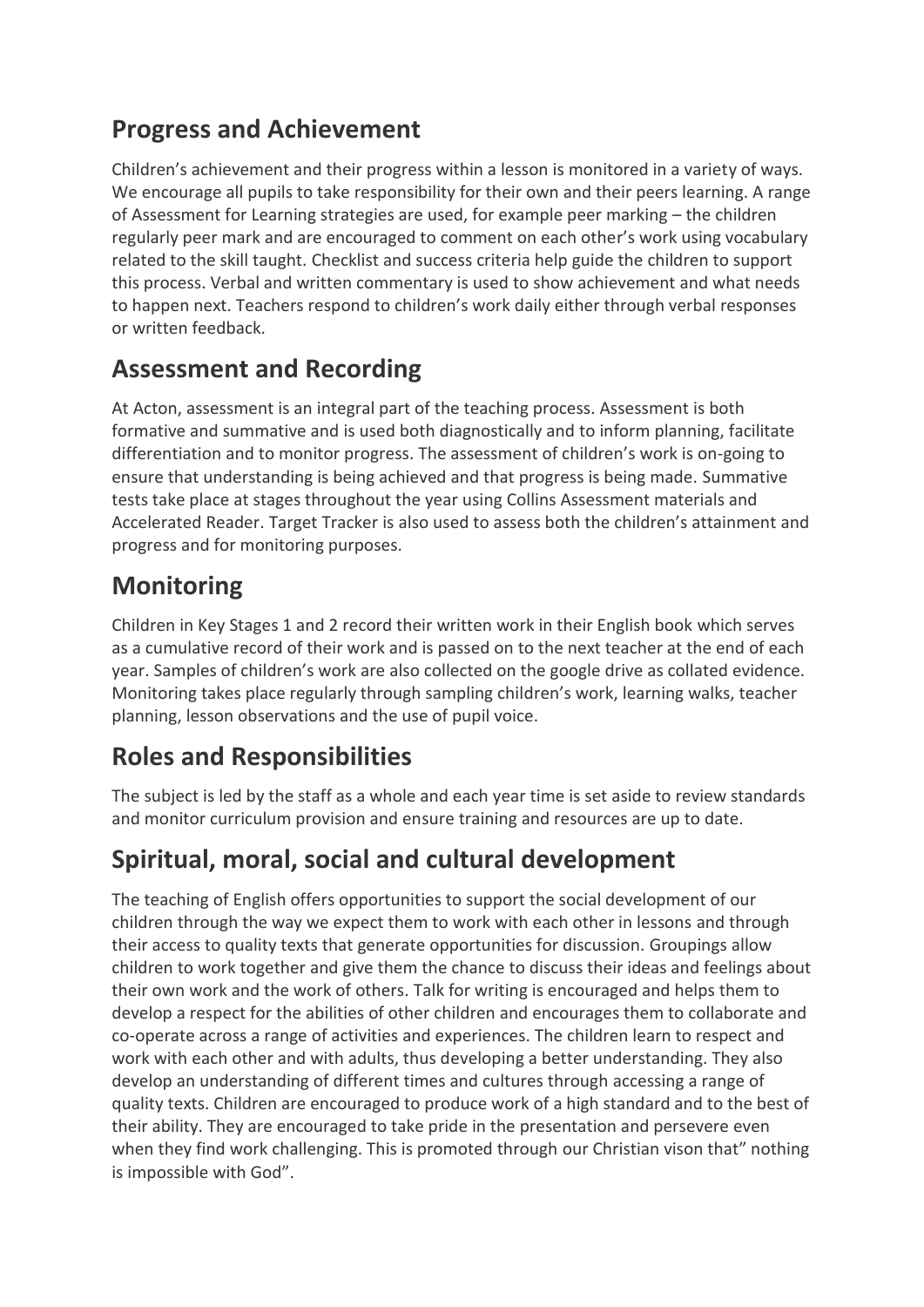## Progress and Achievement

Children's achievement and their progress within a lesson is monitored in a variety of ways. We encourage all pupils to take responsibility for their own and their peers learning. A range of Assessment for Learning strategies are used, for example peer marking – the children regularly peer mark and are encouraged to comment on each other's work using vocabulary related to the skill taught. Checklist and success criteria help guide the children to support this process. Verbal and written commentary is used to show achievement and what needs to happen next. Teachers respond to children's work daily either through verbal responses or written feedback.

## Assessment and Recording

At Acton, assessment is an integral part of the teaching process. Assessment is both formative and summative and is used both diagnostically and to inform planning, facilitate differentiation and to monitor progress. The assessment of children's work is on-going to ensure that understanding is being achieved and that progress is being made. Summative tests take place at stages throughout the year using Collins Assessment materials and Accelerated Reader. Target Tracker is also used to assess both the children's attainment and progress and for monitoring purposes.

## Monitoring

Children in Key Stages 1 and 2 record their written work in their English book which serves as a cumulative record of their work and is passed on to the next teacher at the end of each year. Samples of children's work are also collected on the google drive as collated evidence. Monitoring takes place regularly through sampling children's work, learning walks, teacher planning, lesson observations and the use of pupil voice.

## Roles and Responsibilities

The subject is led by the staff as a whole and each year time is set aside to review standards and monitor curriculum provision and ensure training and resources are up to date.

## Spiritual, moral, social and cultural development

The teaching of English offers opportunities to support the social development of our children through the way we expect them to work with each other in lessons and through their access to quality texts that generate opportunities for discussion. Groupings allow children to work together and give them the chance to discuss their ideas and feelings about their own work and the work of others. Talk for writing is encouraged and helps them to develop a respect for the abilities of other children and encourages them to collaborate and co-operate across a range of activities and experiences. The children learn to respect and work with each other and with adults, thus developing a better understanding. They also develop an understanding of different times and cultures through accessing a range of quality texts. Children are encouraged to produce work of a high standard and to the best of their ability. They are encouraged to take pride in the presentation and persevere even when they find work challenging. This is promoted through our Christian vison that" nothing is impossible with God".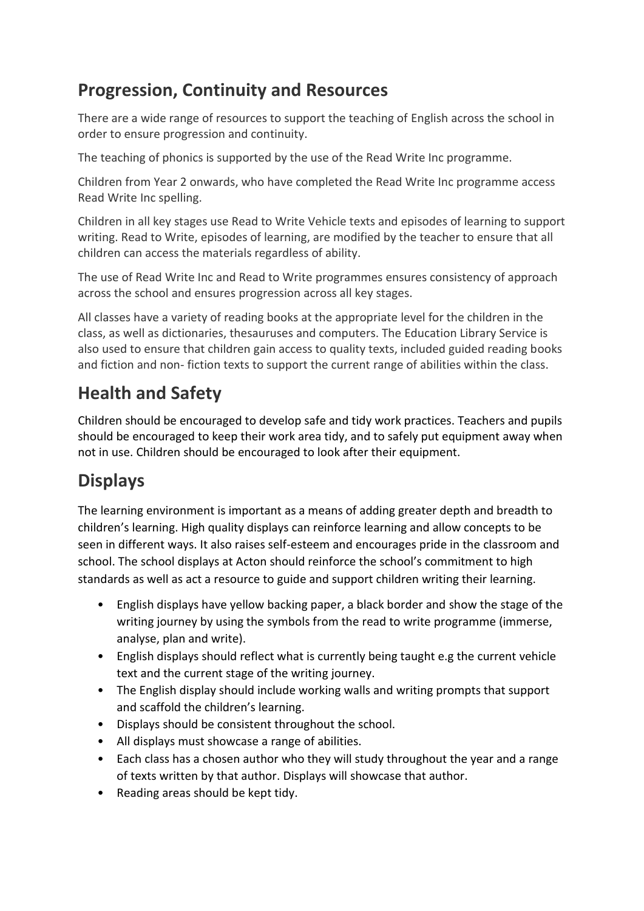## Progression, Continuity and Resources

There are a wide range of resources to support the teaching of English across the school in order to ensure progression and continuity.

The teaching of phonics is supported by the use of the Read Write Inc programme.

Children from Year 2 onwards, who have completed the Read Write Inc programme access Read Write Inc spelling.

Children in all key stages use Read to Write Vehicle texts and episodes of learning to support writing. Read to Write, episodes of learning, are modified by the teacher to ensure that all children can access the materials regardless of ability.

The use of Read Write Inc and Read to Write programmes ensures consistency of approach across the school and ensures progression across all key stages.

All classes have a variety of reading books at the appropriate level for the children in the class, as well as dictionaries, thesauruses and computers. The Education Library Service is also used to ensure that children gain access to quality texts, included guided reading books and fiction and non- fiction texts to support the current range of abilities within the class.

## Health and Safety

Children should be encouraged to develop safe and tidy work practices. Teachers and pupils should be encouraged to keep their work area tidy, and to safely put equipment away when not in use. Children should be encouraged to look after their equipment.

## Displays

The learning environment is important as a means of adding greater depth and breadth to children's learning. High quality displays can reinforce learning and allow concepts to be seen in different ways. It also raises self-esteem and encourages pride in the classroom and school. The school displays at Acton should reinforce the school's commitment to high standards as well as act a resource to guide and support children writing their learning.

- English displays have yellow backing paper, a black border and show the stage of the writing journey by using the symbols from the read to write programme (immerse, analyse, plan and write).
- English displays should reflect what is currently being taught e.g the current vehicle text and the current stage of the writing journey.
- The English display should include working walls and writing prompts that support and scaffold the children's learning.
- Displays should be consistent throughout the school.
- All displays must showcase a range of abilities.
- Each class has a chosen author who they will study throughout the year and a range of texts written by that author. Displays will showcase that author.
- Reading areas should be kept tidy.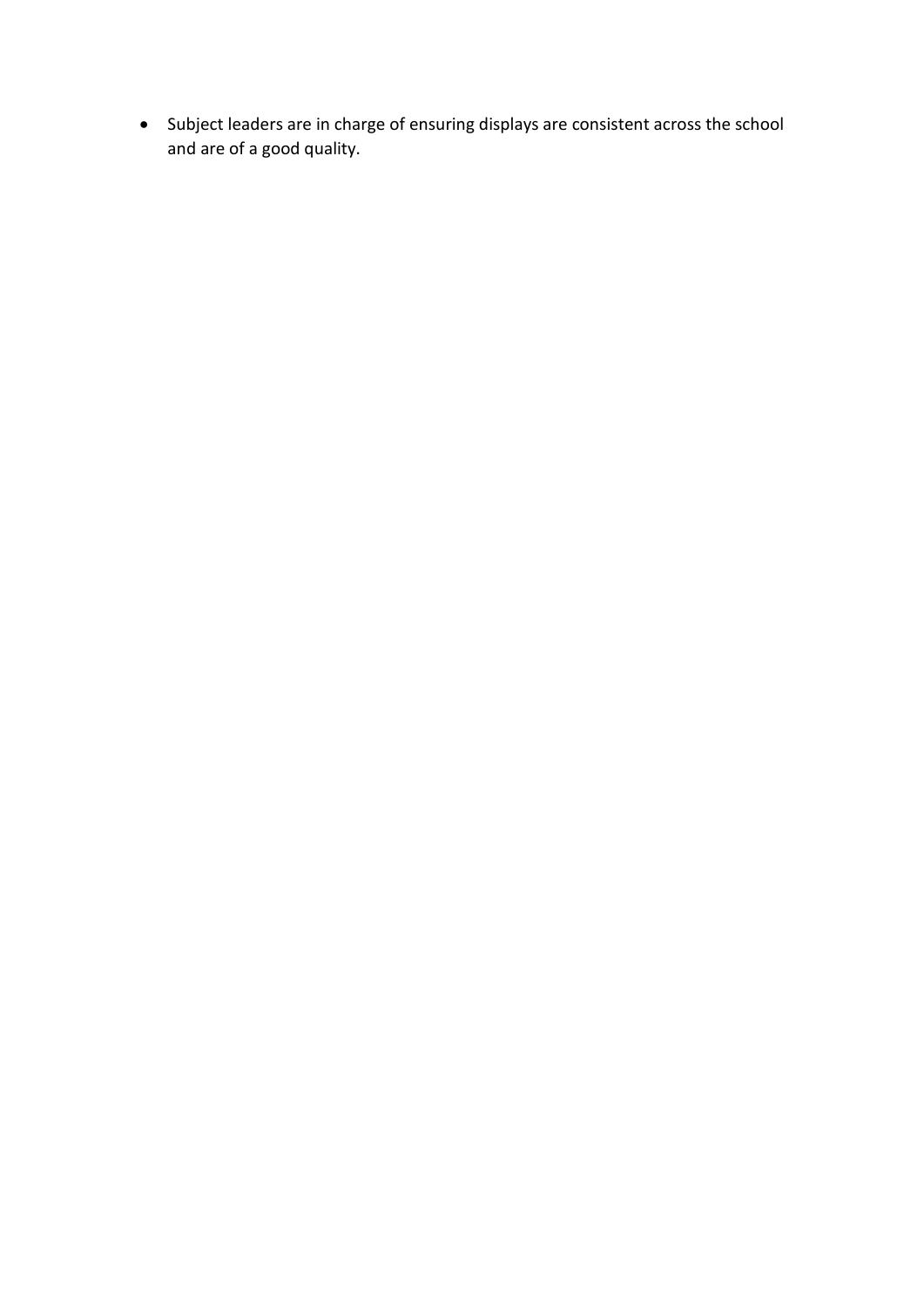- Subject leaders are in charge of ensuring displays are consistent across the school and are of a good quality.